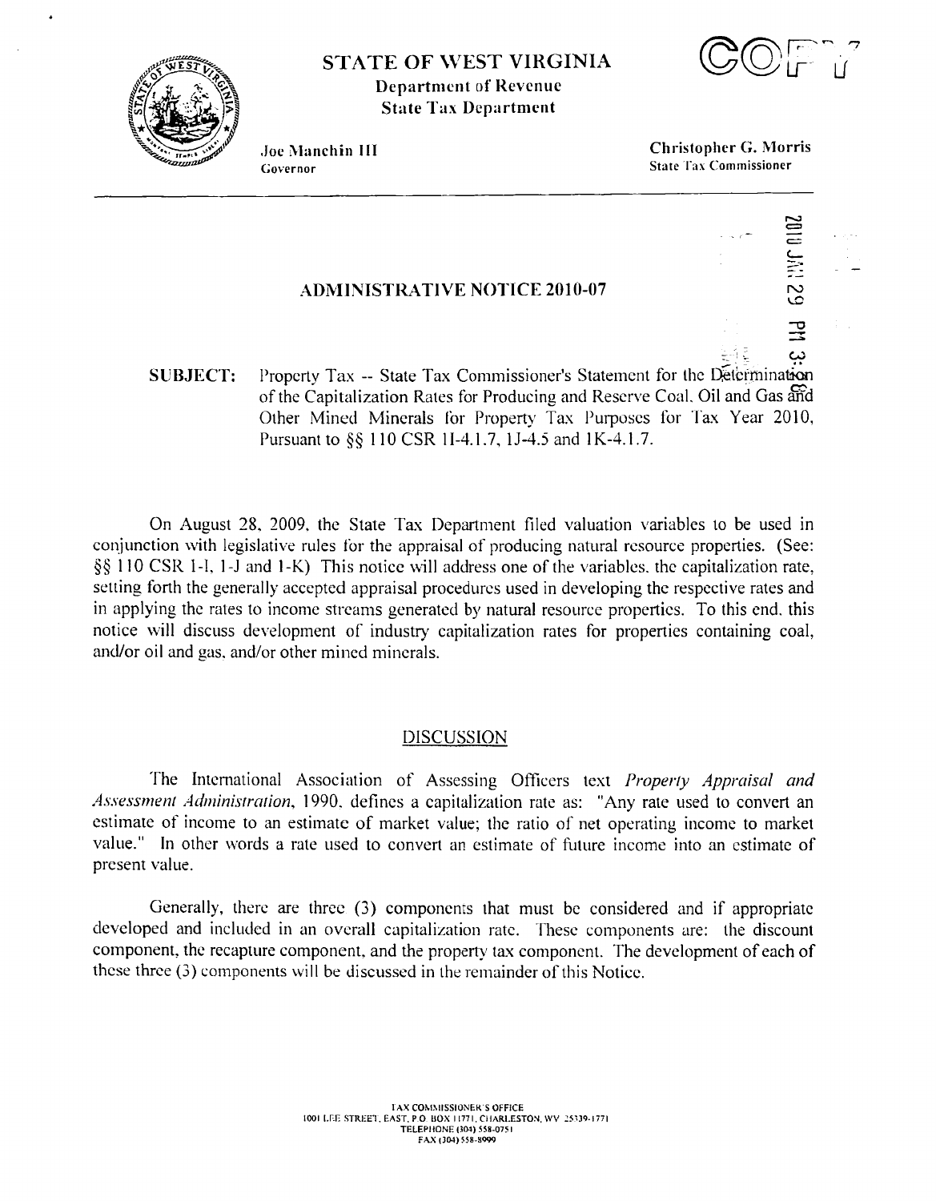# STATE OF WEST VIRGINIA

**Department of Revenue**
**State Tax Department**

Joe Manchin III
Governor

**Christopher G. Morris**
State Tax Commissioner

## ADMINISTRATIVE NOTICE 2010-07

**SUBJECT:** Property Tax -- State Tax Commissioner's Statement for the Determination of the Capitalization Rates for Producing and Reserve Coal, Oil and Gas and Other Mined Minerals for Property Tax Purposes for Tax Year 2010, Pursuant to §§ 110 CSR 1I-4.1.7, 1J-4.5 and 1K-4.1.7.

On August 28, 2009, the State Tax Department filed valuation variables to be used in conjunction with legislative rules for the appraisal of producing natural resource properties. (See: §§ 110 CSR 1-I, 1-J and 1-K) This notice will address one of the variables, the capitalization rate, setting forth the generally accepted appraisal procedures used in developing the respective rates and in applying the rates to income streams generated by natural resource properties. To this end, this notice will discuss development of industry capitalization rates for properties containing coal, and/or oil and gas, and/or other mined minerals.

### DISCUSSION

The International Association of Assessing Officers text *Property Appraisal and Assessment Administration*, 1990, defines a capitalization rate as: "Any rate used to convert an estimate of income to an estimate of market value; the ratio of net operating income to market value." In other words a rate used to convert an estimate of future income into an estimate of present value.

Generally, there are three (3) components that must be considered and if appropriate developed and included in an overall capitalization rate. These components are: the discount component, the recapture component, and the property tax component. The development of each of these three (3) components will be discussed in the remainder of this Notice.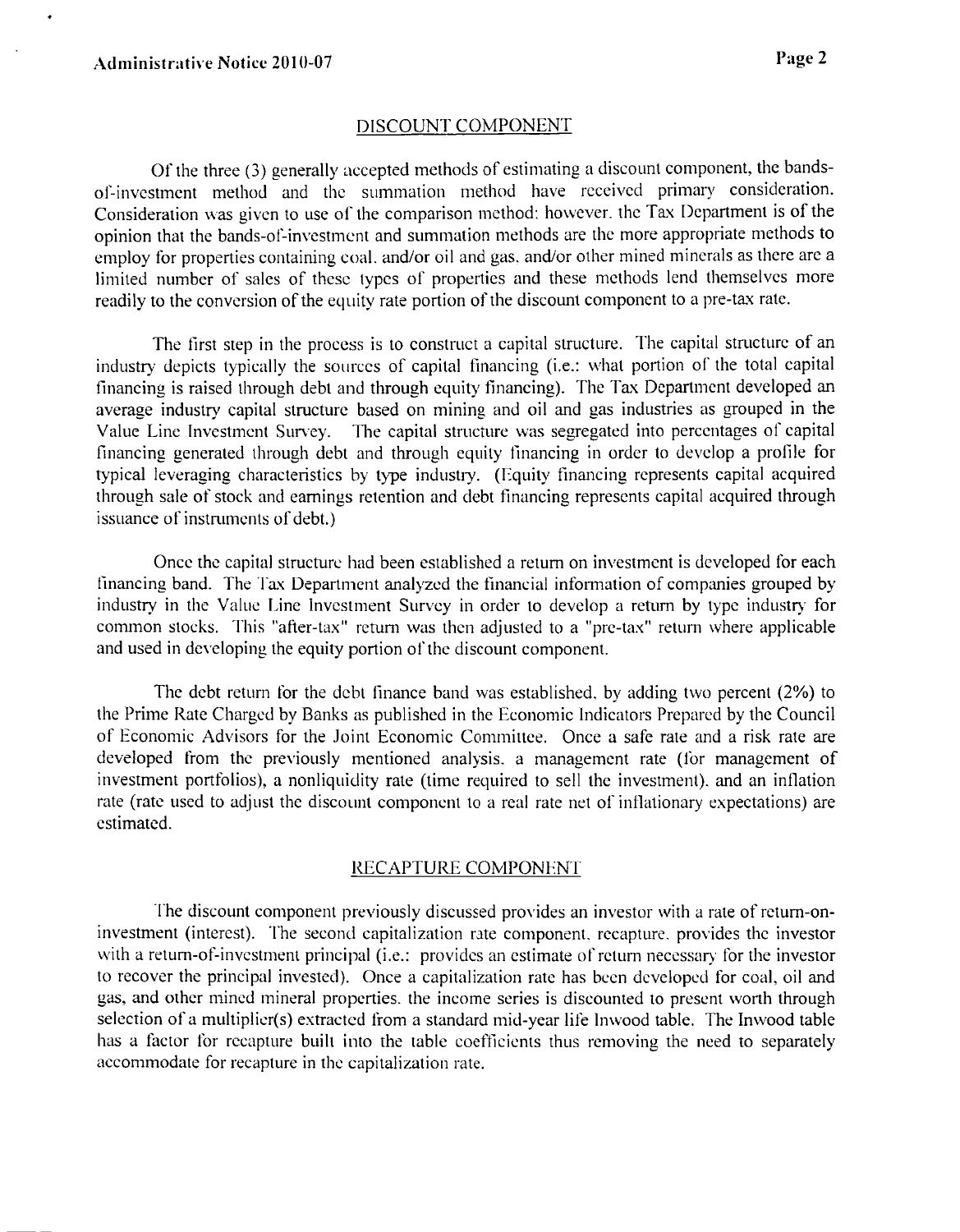## DISCOUNT COMPONENT

Of the three (3) generally accepted methods of estimating a discount component, the bands-of-investment method and the summation method have received primary consideration. Consideration was given to use of the comparison method; however, the Tax Department is of the opinion that the bands-of-investment and summation methods are the more appropriate methods to employ for properties containing coal, and/or oil and gas, and/or other mined minerals as there are a limited number of sales of these types of properties and these methods lend themselves more readily to the conversion of the equity rate portion of the discount component to a pre-tax rate.

The first step in the process is to construct a capital structure. The capital structure of an industry depicts typically the sources of capital financing (i.e.: what portion of the total capital financing is raised through debt and through equity financing). The Tax Department developed an average industry capital structure based on mining and oil and gas industries as grouped in the Value Line Investment Survey. The capital structure was segregated into percentages of capital financing generated through debt and through equity financing in order to develop a profile for typical leveraging characteristics by type industry. (Equity financing represents capital acquired through sale of stock and earnings retention and debt financing represents capital acquired through issuance of instruments of debt.)

Once the capital structure had been established a return on investment is developed for each financing band. The Tax Department analyzed the financial information of companies grouped by industry in the Value Line Investment Survey in order to develop a return by type industry for common stocks. This "after-tax" return was then adjusted to a "pre-tax" return where applicable and used in developing the equity portion of the discount component.

The debt return for the debt finance band was established, by adding two percent (2%) to the Prime Rate Charged by Banks as published in the Economic Indicators Prepared by the Council of Economic Advisors for the Joint Economic Committee. Once a safe rate and a risk rate are developed from the previously mentioned analysis, a management rate (for management of investment portfolios), a nonliquidity rate (time required to sell the investment), and an inflation rate (rate used to adjust the discount component to a real rate net of inflationary expectations) are estimated.

## RECAPTURE COMPONENT

The discount component previously discussed provides an investor with a rate of return-on-investment (interest). The second capitalization rate component, recapture, provides the investor with a return-of-investment principal (i.e.: provides an estimate of return necessary for the investor to recover the principal invested). Once a capitalization rate has been developed for coal, oil and gas, and other mined mineral properties, the income series is discounted to present worth through selection of a multiplier(s) extracted from a standard mid-year life Inwood table. The Inwood table has a factor for recapture built into the table coefficients thus removing the need to separately accommodate for recapture in the capitalization rate.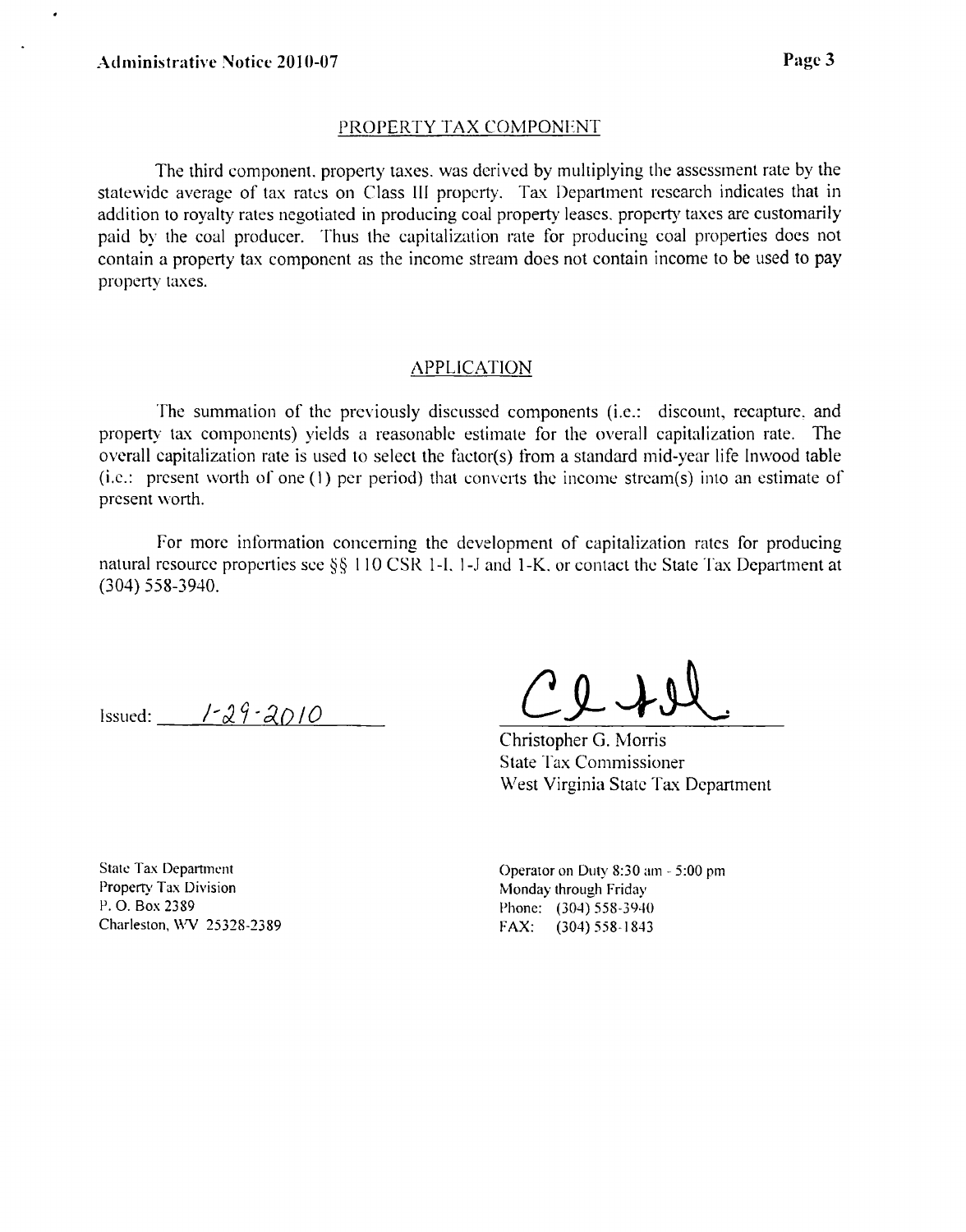## PROPERTY TAX COMPONENT

The third component, property taxes, was derived by multiplying the assessment rate by the statewide average of tax rates on Class III property. Tax Department research indicates that in addition to royalty rates negotiated in producing coal property leases, property taxes are customarily paid by the coal producer. Thus the capitalization rate for producing coal properties does not contain a property tax component as the income stream does not contain income to be used to pay property taxes.

## APPLICATION

The summation of the previously discussed components (i.e.: discount, recapture, and property tax components) yields a reasonable estimate for the overall capitalization rate. The overall capitalization rate is used to select the factor(s) from a standard mid-year life Inwood table (i.e.: present worth of one (1) per period) that converts the income stream(s) into an estimate of present worth.

For more information concerning the development of capitalization rates for producing natural resource properties see §§ 110 CSR 1-I, 1-J and 1-K, or contact the State Tax Department at (304) 558-3940.

Issued: 1-29-2010

Christopher G. Morris
State Tax Commissioner
West Virginia State Tax Department

State Tax Department
Property Tax Division
P. O. Box 2389
Charleston, WV 25328-2389

Operator on Duty 8:30 am - 5:00 pm
Monday through Friday
Phone: (304) 558-3940
FAX: (304) 558-1843